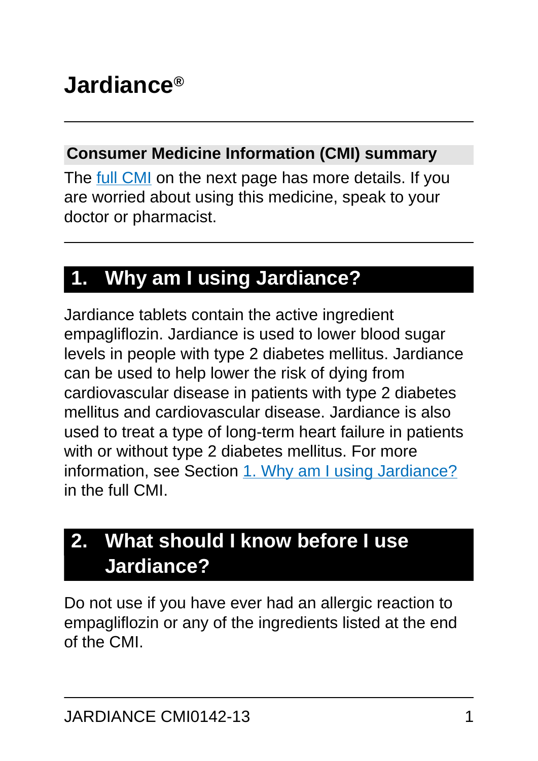# Jardiance®

## Consumer Medicine Information (CMI) summary

The full CMI on the next page has more details. If you are worried about using this medicine, speak to your doctor or pharmacist.

## 1. Why am I using Jardiance?

Jardiance tablets contain the active ingredient empagliflozin. Jardiance is used to lower blood sugar levels in people with type 2 diabetes mellitus. Jardiance can be used to help lower the risk of dying from cardiovascular disease in patients with type 2 diabetes mellitus and cardiovascular disease. Jardiance is also used to treat a type of long-term heart failure in patients with or without type 2 diabetes mellitus. For more information, see Section 1. Why am I using Jardiance? in the full CMI.

## 2. What should I know before I use Jardiance?

Do not use if you have ever had an allergic reaction to empagliflozin or any of the ingredients listed at the end of the CMI.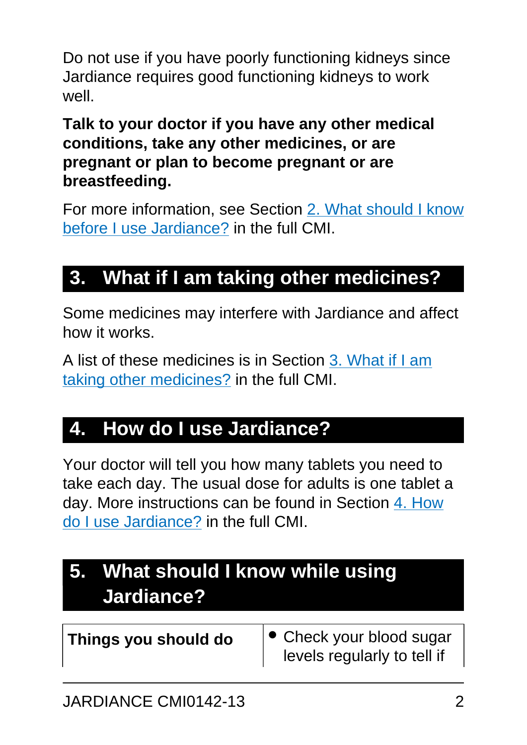Do not use if you have poorly functioning kidneys since Jardiance requires good functioning kidneys to work well.

**Talk to your doctor if you have any other medical conditions, take any other medicines, or are pregnant or plan to become pregnant or are breastfeeding.**

For more information, see Section 2. What should I know before I use Jardiance? in the full CMI.

## 3. What if I am taking other medicines?

Some medicines may interfere with Jardiance and affect how it works.

A list of these medicines is in Section 3. What if I am taking other medicines? in the full CMI.

## 4. How do I use Jardiance?

Your doctor will tell you how many tablets you need to take each day. The usual dose for adults is one tablet a day. More instructions can be found in Section 4. How do I use Jardiance? in the full CMI.

## 5. What should I know while using Jardiance?

| **Things you should do** | • Check your blood sugar levels regularly to tell if |
|---|---|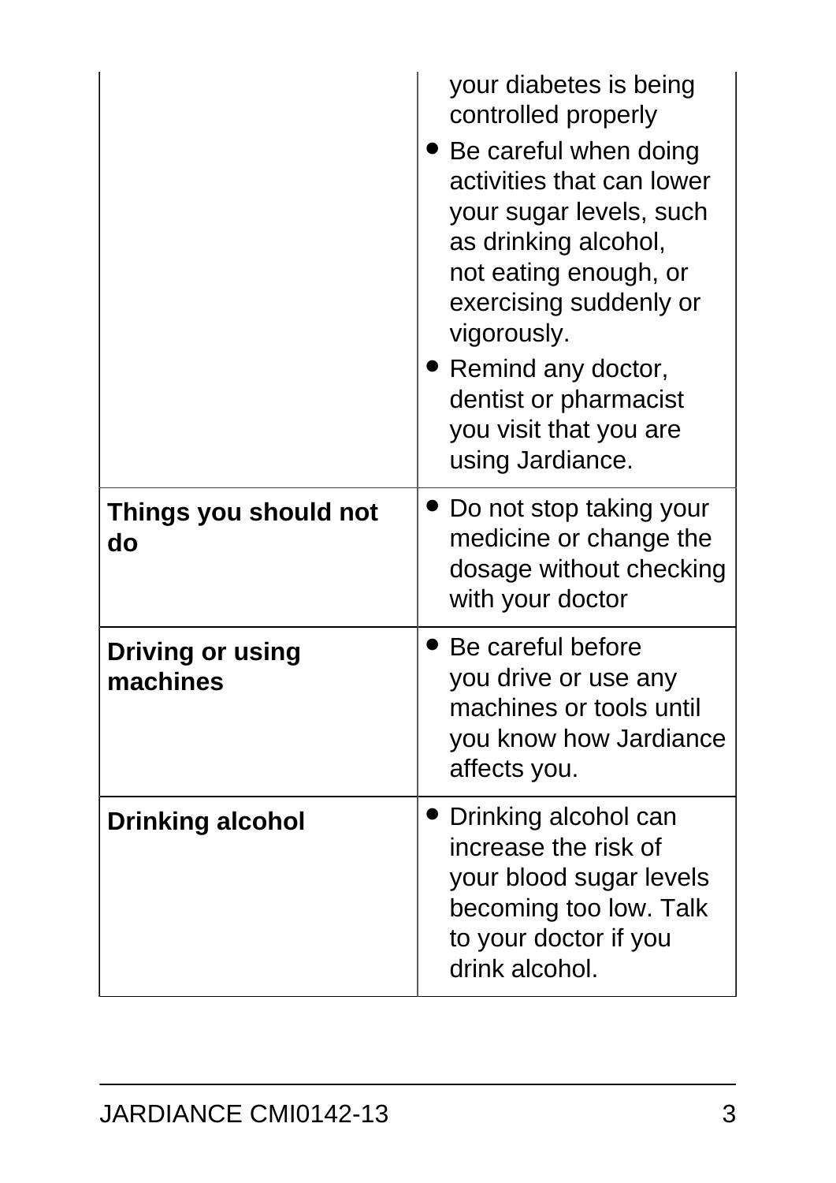|  |  |
|---|---|
|  | your diabetes is being controlled properly<br>• Be careful when doing activities that can lower your sugar levels, such as drinking alcohol, not eating enough, or exercising suddenly or vigorously.<br>• Remind any doctor, dentist or pharmacist you visit that you are using Jardiance. |
| **Things you should not do** | • Do not stop taking your medicine or change the dosage without checking with your doctor |
| **Driving or using machines** | • Be careful before you drive or use any machines or tools until you know how Jardiance affects you. |
| **Drinking alcohol** | • Drinking alcohol can increase the risk of your blood sugar levels becoming too low. Talk to your doctor if you drink alcohol. |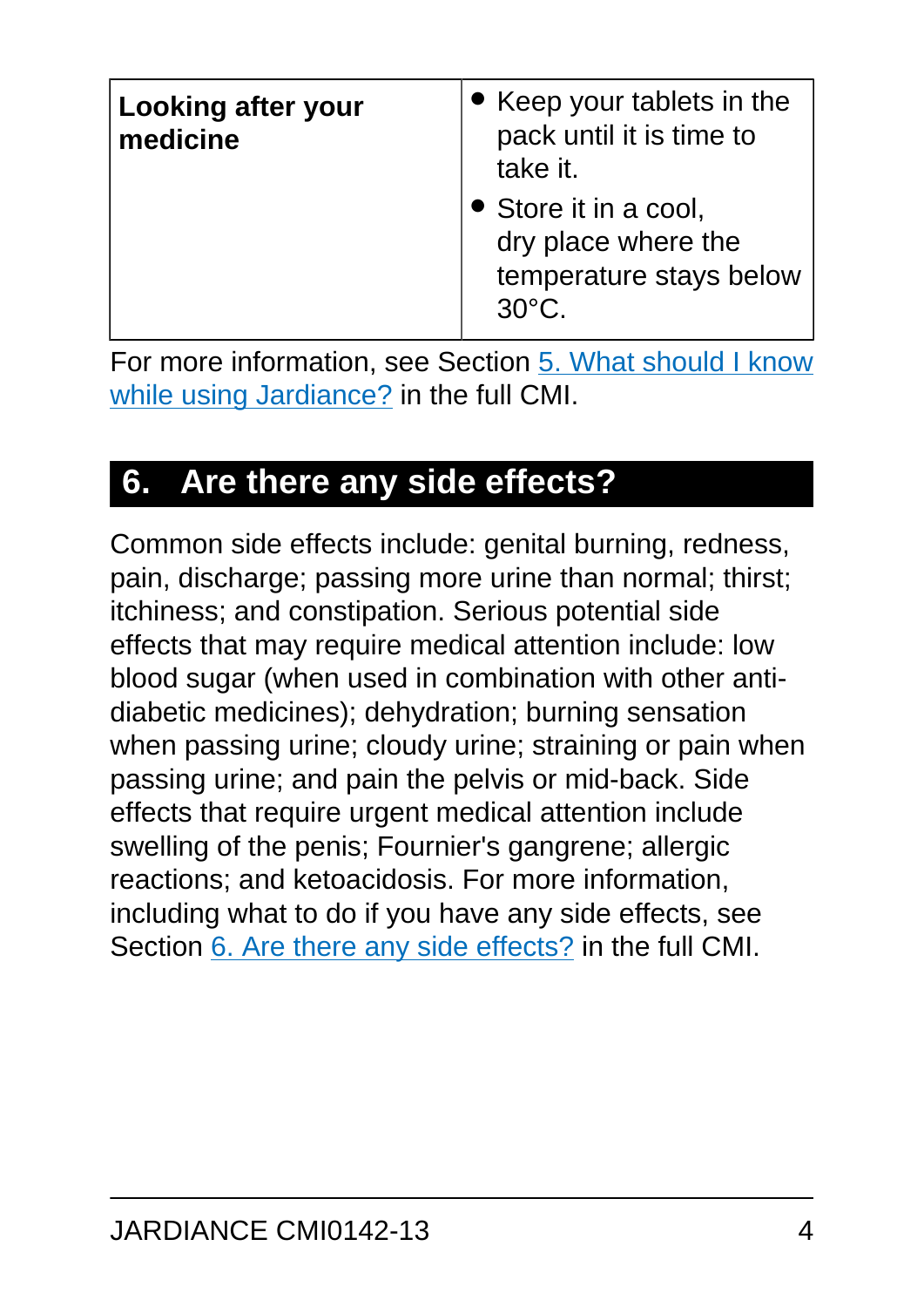| **Looking after your medicine** | • Keep your tablets in the pack until it is time to take it.<br>• Store it in a cool, dry place where the temperature stays below 30°C. |
| --- | --- |

For more information, see Section 5. What should I know while using Jardiance? in the full CMI.

## 6. Are there any side effects?

Common side effects include: genital burning, redness, pain, discharge; passing more urine than normal; thirst; itchiness; and constipation. Serious potential side effects that may require medical attention include: low blood sugar (when used in combination with other anti-diabetic medicines); dehydration; burning sensation when passing urine; cloudy urine; straining or pain when passing urine; and pain the pelvis or mid-back. Side effects that require urgent medical attention include swelling of the penis; Fournier's gangrene; allergic reactions; and ketoacidosis. For more information, including what to do if you have any side effects, see Section 6. Are there any side effects? in the full CMI.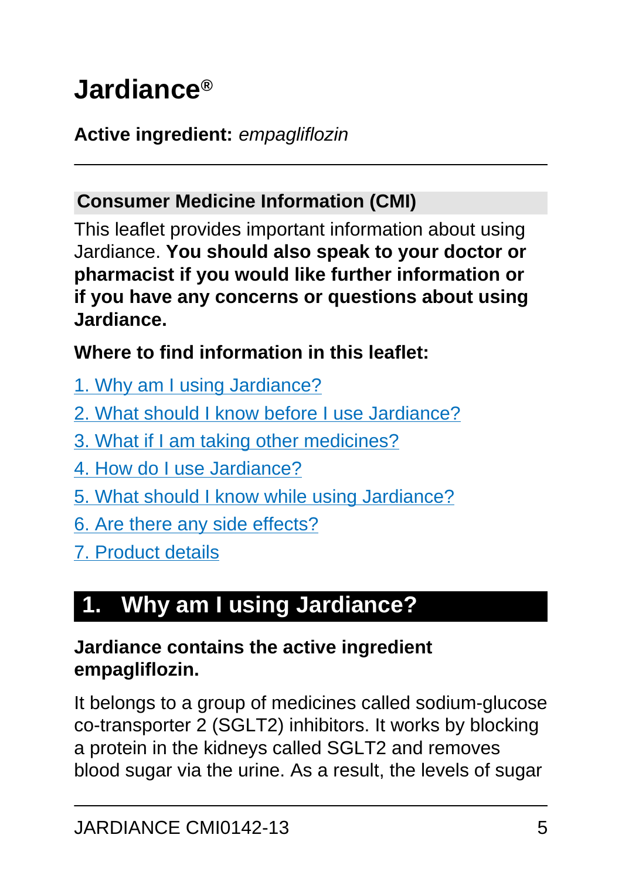# Jardiance®

**Active inredient:** *empagliflozin*

## Consumer Medicine Information (CMI)

This leaflet provides important information about using Jardiance. **You should also speak to your doctor or pharmacist if you would like further information or if you have any concerns or questions about using Jardiance.**

**Where to find information in this leaflet:**

1. Why am I using Jardiance?
2. What should I know before I use Jardiance?
3. What if I am taking other medicines?
4. How do I use Jardiance?
5. What should I know while using Jardiance?
6. Are there any side effects?
7. Product details

## 1. Why am I using Jardiance?

**Jardiance contains the active ingredient empagliflozin.**

It belongs to a group of medicines called sodium-glucose co-transporter 2 (SGLT2) inhibitors. It works by blocking a protein in the kidneys called SGLT2 and removes blood sugar via the urine. As a result, the levels of sugar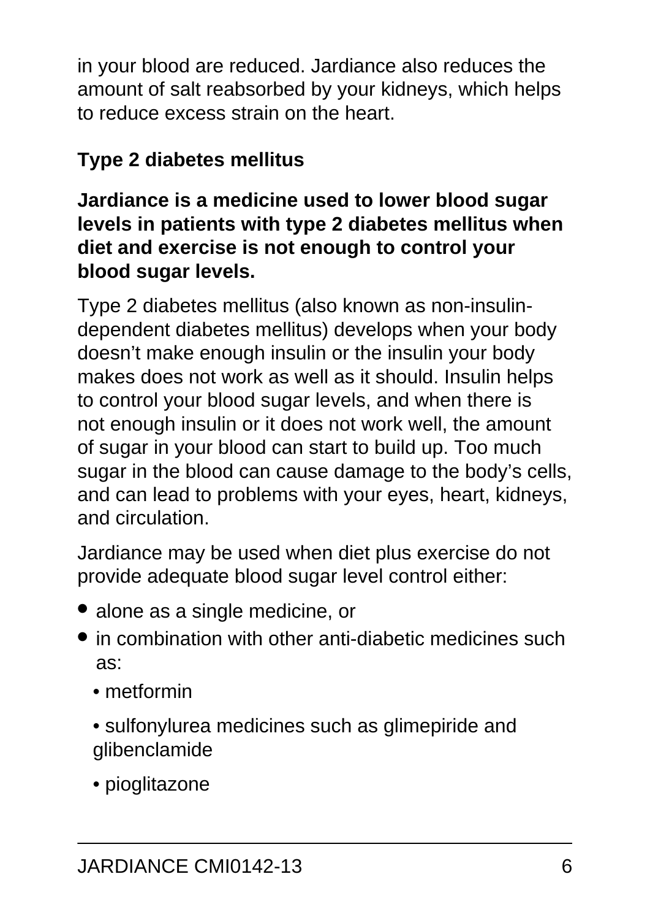in your blood are reduced. Jardiance also reduces the amount of salt reabsorbed by your kidneys, which helps to reduce excess strain on the heart.

### Type 2 diabetes mellitus

**Jardiance is a medicine used to lower blood sugar levels in patients with type 2 diabetes mellitus when diet and exercise is not enough to control your blood sugar levels.**

Type 2 diabetes mellitus (also known as non-insulin-dependent diabetes mellitus) develops when your body doesn't make enough insulin or the insulin your body makes does not work as well as it should. Insulin helps to control your blood sugar levels, and when there is not enough insulin or it does not work well, the amount of sugar in your blood can start to build up. Too much sugar in the blood can cause damage to the body's cells, and can lead to problems with your eyes, heart, kidneys, and circulation.

Jardiance may be used when diet plus exercise do not provide adequate blood sugar level control either:

- alone as a single medicine, or
- in combination with other anti-diabetic medicines such as:
  - metformin
  - sulfonylurea medicines such as glimepiride and glibenclamide
  - pioglitazone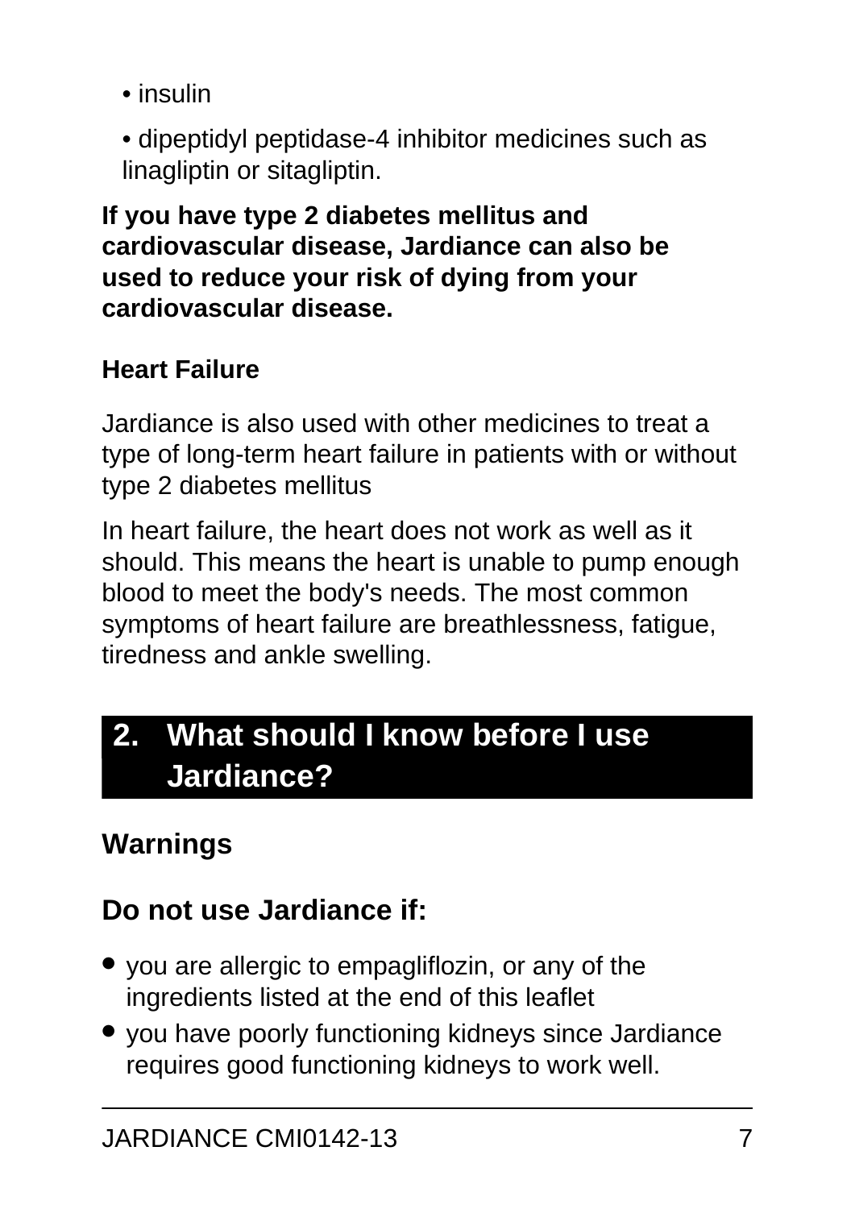- insulin
- dipeptidyl peptidase-4 inhibitor medicines such as linagliptin or sitagliptin.

**If you have type 2 diabetes mellitus and cardiovascular disease, Jardiance can also be used to reduce your risk of dying from your cardiovascular disease.**

### Heart Failure

Jardiance is also used with other medicines to treat a type of long-term heart failure in patients with or without type 2 diabetes mellitus

In heart failure, the heart does not work as well as it should. This means the heart is unable to pump enough blood to meet the body's needs. The most common symptoms of heart failure are breathlessness, fatigue, tiredness and ankle swelling.

## 2. What should I know before I use Jardiance?

### Warnings

### Do not use Jardiance if:

- you are allergic to empagliflozin, or any of the ingredients listed at the end of this leaflet
- you have poorly functioning kidneys since Jardiance requires good functioning kidneys to work well.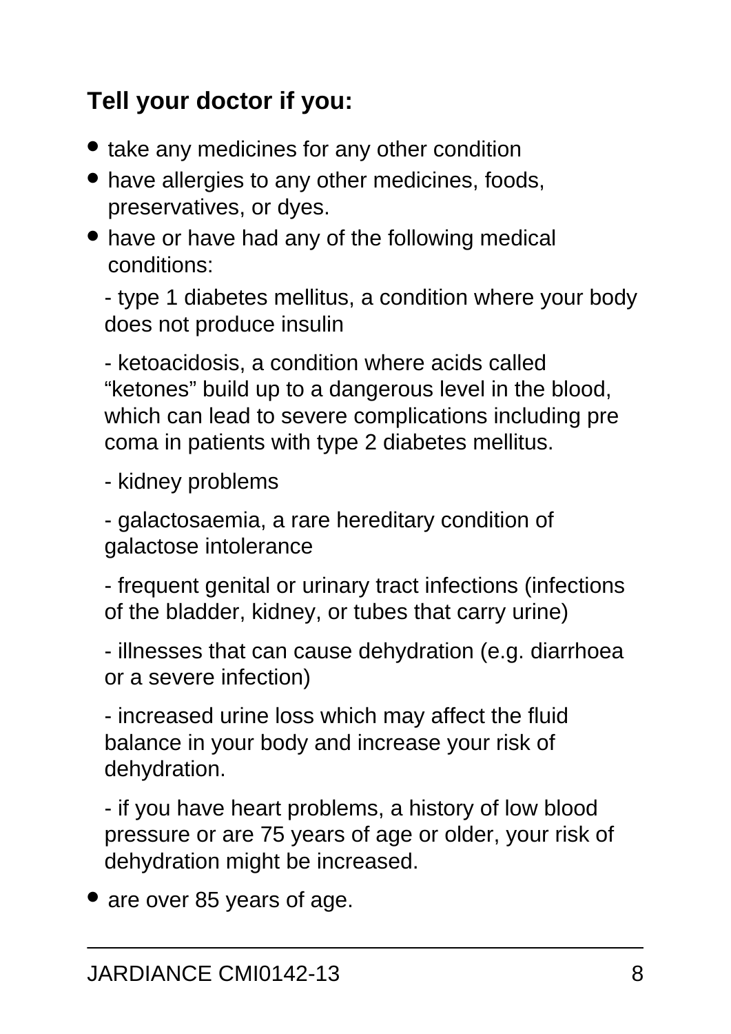**Tell your doctor if you:**

- take any medicines for any other condition
- have allergies to any other medicines, foods, preservatives, or dyes.
- have or have had any of the following medical conditions:

  - type 1 diabetes mellitus, a condition where your body does not produce insulin

  - ketoacidosis, a condition where acids called "ketones" build up to a dangerous level in the blood, which can lead to severe complications including pre coma in patients with type 2 diabetes mellitus.

  - kidney problems

  - galactosaemia, a rare hereditary condition of galactose intolerance

  - frequent genital or urinary tract infections (infections of the bladder, kidney, or tubes that carry urine)

  - illnesses that can cause dehydration (e.g. diarrhoea or a severe infection)

  - increased urine loss which may affect the fluid balance in your body and increase your risk of dehydration.

  - if you have heart problems, a history of low blood pressure or are 75 years of age or older, your risk of dehydration might be increased.

- are over 85 years of age.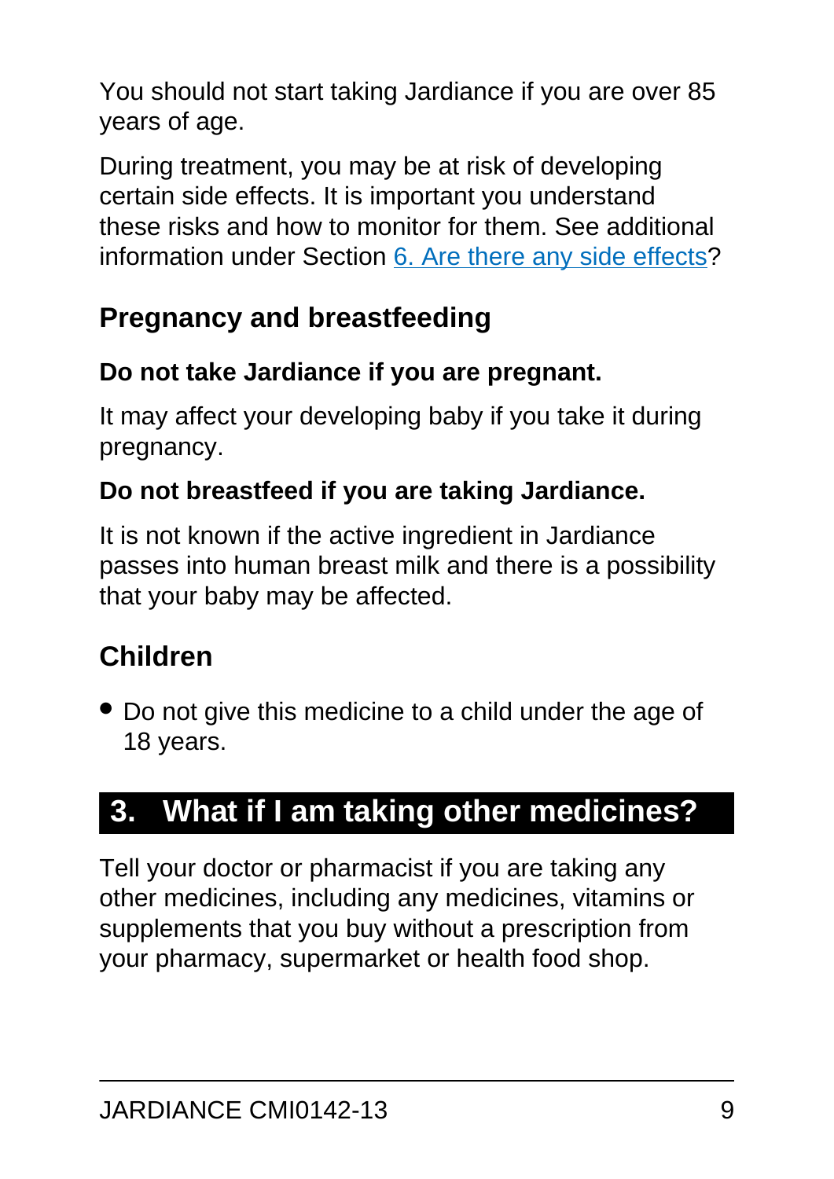You should not start taking Jardiance if you are over 85 years of age.

During treatment, you may be at risk of developing certain side effects. It is important you understand these risks and how to monitor for them. See additional information under Section 6. Are there any side effects?

### Pregnancy and breastfeeding

**Do not take Jardiance if you are pregnant.**

It may affect your developing baby if you take it during pregnancy.

**Do not breastfeed if you are taking Jardiance.**

It is not known if the active ingredient in Jardiance passes into human breast milk and there is a possibility that your baby may be affected.

### Children

- Do not give this medicine to a child under the age of 18 years.

## 3. What if I am taking other medicines?

Tell your doctor or pharmacist if you are taking any other medicines, including any medicines, vitamins or supplements that you buy without a prescription from your pharmacy, supermarket or health food shop.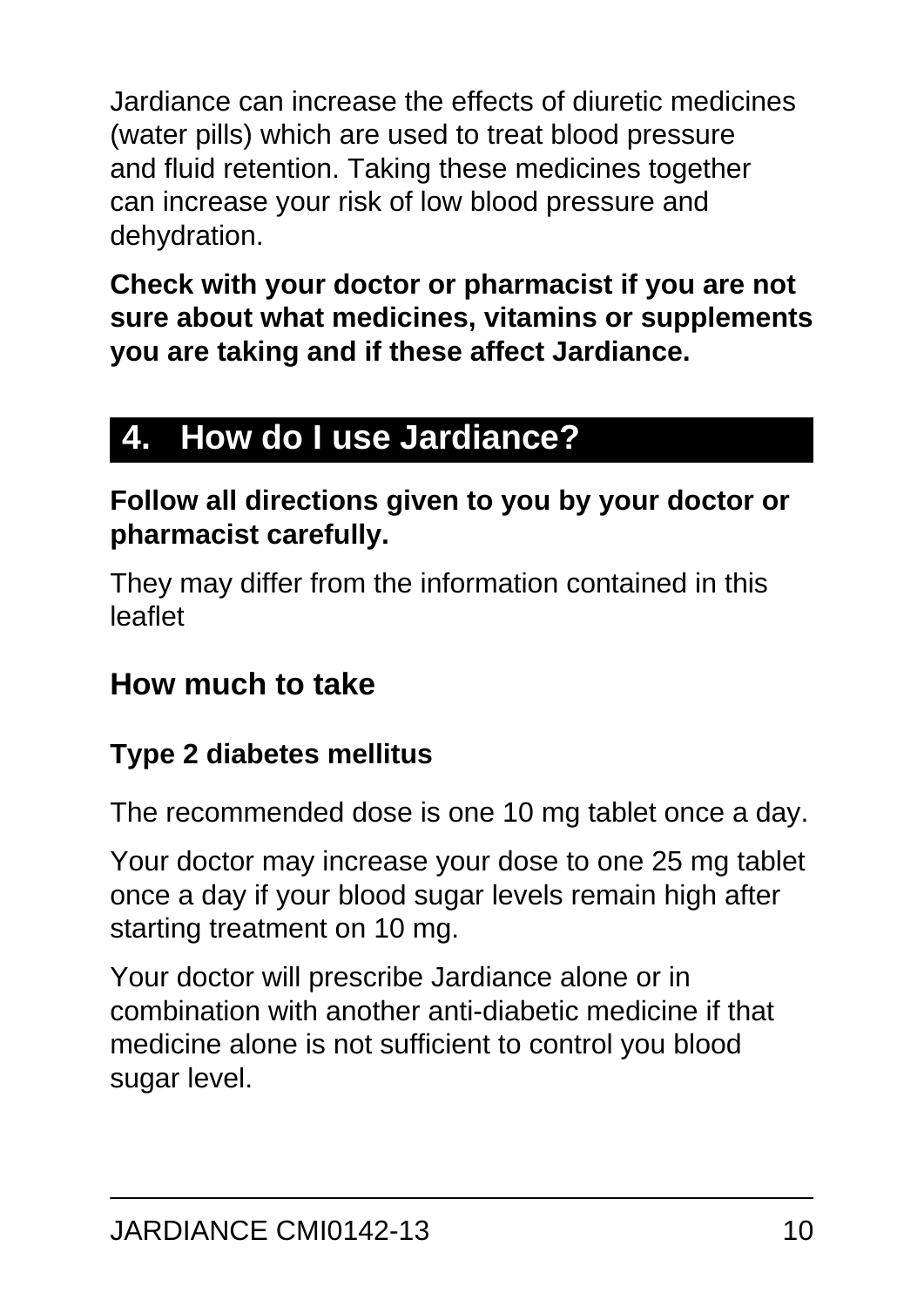Jardiance can increase the effects of diuretic medicines (water pills) which are used to treat blood pressure and fluid retention. Taking these medicines together can increase your risk of low blood pressure and dehydration.

**Check with your doctor or pharmacist if you are not sure about what medicines, vitamins or supplements you are taking and if these affect Jardiance.**

## 4. How do I use Jardiance?

**Follow all directions given to you by your doctor or pharmacist carefully.**

They may differ from the information contained in this leaflet

### How much to take

#### Type 2 diabetes mellitus

The recommended dose is one 10 mg tablet once a day.

Your doctor may increase your dose to one 25 mg tablet once a day if your blood sugar levels remain high after starting treatment on 10 mg.

Your doctor will prescribe Jardiance alone or in combination with another anti-diabetic medicine if that medicine alone is not sufficient to control you blood sugar level.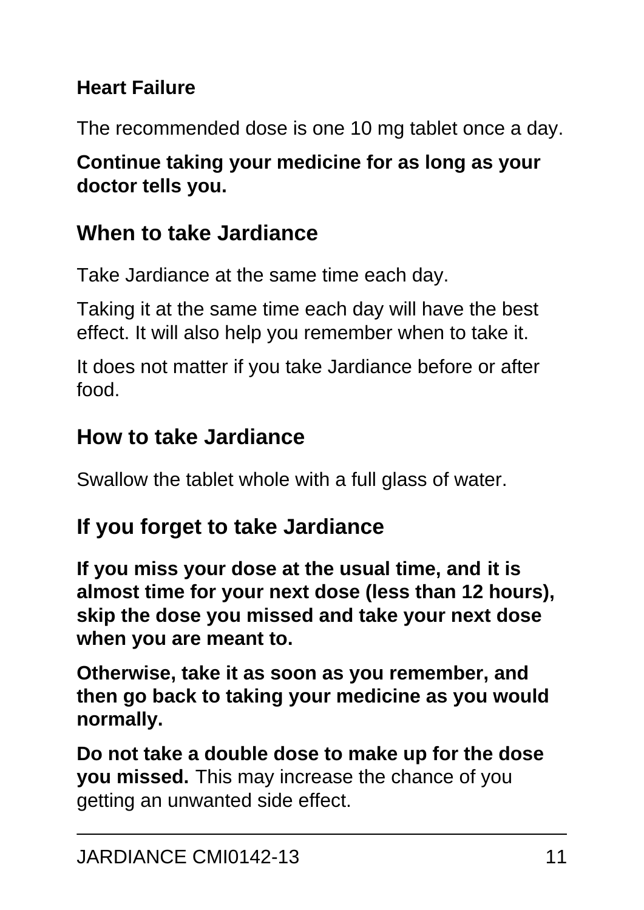**Heart Failure**

The recommended dose is one 10 mg tablet once a day.

**Continue taking your medicine for as long as your doctor tells you.**

## When to take Jardiance

Take Jardiance at the same time each day.

Taking it at the same time each day will have the best effect. It will also help you remember when to take it.

It does not matter if you take Jardiance before or after food.

## How to take Jardiance

Swallow the tablet whole with a full glass of water.

## If you forget to take Jardiance

**If you miss your dose at the usual time, and it is almost time for your next dose (less than 12 hours), skip the dose you missed and take your next dose when you are meant to.**

**Otherwise, take it as soon as you remember, and then go back to taking your medicine as you would normally.**

**Do not take a double dose to make up for the dose you missed.** This may increase the chance of you getting an unwanted side effect.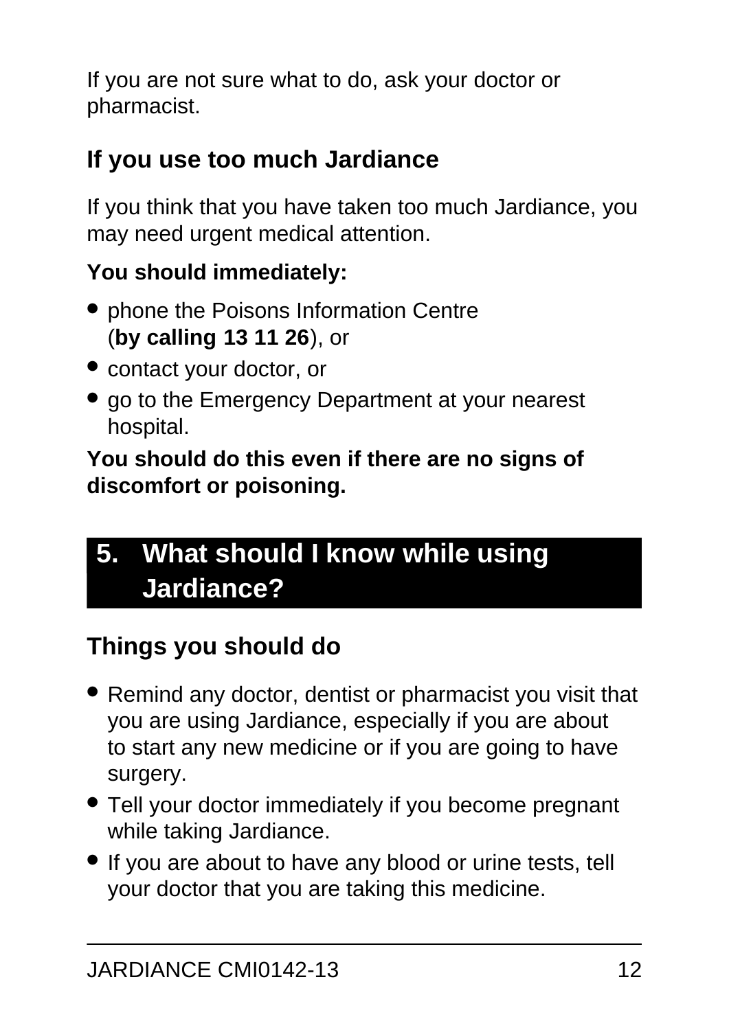If you are not sure what to do, ask your doctor or pharmacist.

### If you use too much Jardiance

If you think that you have taken too much Jardiance, you may need urgent medical attention.

**You should immediately:**

- phone the Poisons Information Centre (**by calling 13 11 26**), or
- contact your doctor, or
- go to the Emergency Department at your nearest hospital.

**You should do this even if there are no signs of discomfort or poisoning.**

## 5. What should I know while using Jardiance?

### Things you should do

- Remind any doctor, dentist or pharmacist you visit that you are using Jardiance, especially if you are about to start any new medicine or if you are going to have surgery.
- Tell your doctor immediately if you become pregnant while taking Jardiance.
- If you are about to have any blood or urine tests, tell your doctor that you are taking this medicine.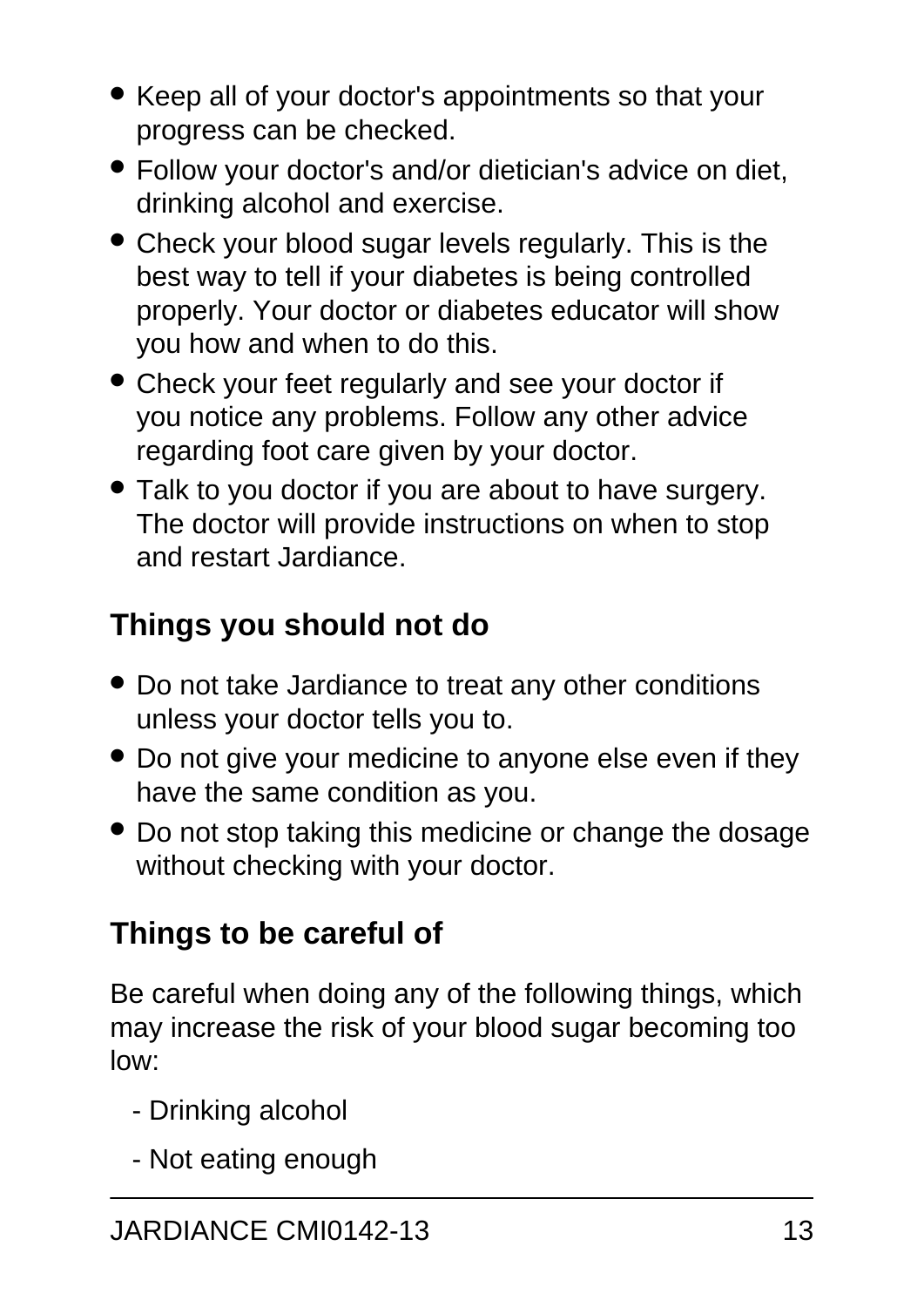- Keep all of your doctor's appointments so that your progress can be checked.
- Follow your doctor's and/or dietician's advice on diet, drinking alcohol and exercise.
- Check your blood sugar levels regularly. This is the best way to tell if your diabetes is being controlled properly. Your doctor or diabetes educator will show you how and when to do this.
- Check your feet regularly and see your doctor if you notice any problems. Follow any other advice regarding foot care given by your doctor.
- Talk to you doctor if you are about to have surgery. The doctor will provide instructions on when to stop and restart Jardiance.

## Things you should not do

- Do not take Jardiance to treat any other conditions unless your doctor tells you to.
- Do not give your medicine to anyone else even if they have the same condition as you.
- Do not stop taking this medicine or change the dosage without checking with your doctor.

## Things to be careful of

Be careful when doing any of the following things, which may increase the risk of your blood sugar becoming too low:

- Drinking alcohol
- Not eating enough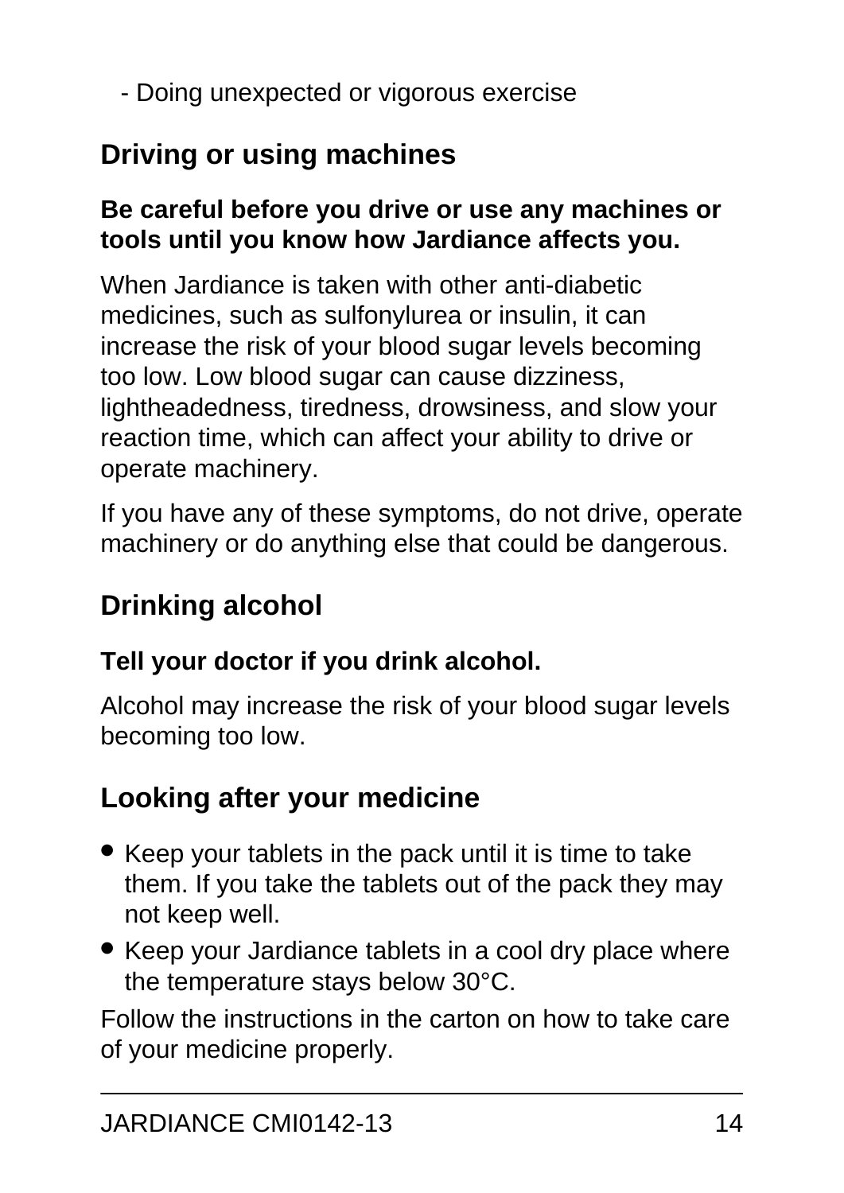- Doing unexpected or vigorous exercise

## Driving or using machines

**Be careful before you drive or use any machines or tools until you know how Jardiance affects you.**

When Jardiance is taken with other anti-diabetic medicines, such as sulfonylurea or insulin, it can increase the risk of your blood sugar levels becoming too low. Low blood sugar can cause dizziness, lightheadedness, tiredness, drowsiness, and slow your reaction time, which can affect your ability to drive or operate machinery.

If you have any of these symptoms, do not drive, operate machinery or do anything else that could be dangerous.

## Drinking alcohol

**Tell your doctor if you drink alcohol.**

Alcohol may increase the risk of your blood sugar levels becoming too low.

## Looking after your medicine

- Keep your tablets in the pack until it is time to take them. If you take the tablets out of the pack they may not keep well.
- Keep your Jardiance tablets in a cool dry place where the temperature stays below 30°C.

Follow the instructions in the carton on how to take care of your medicine properly.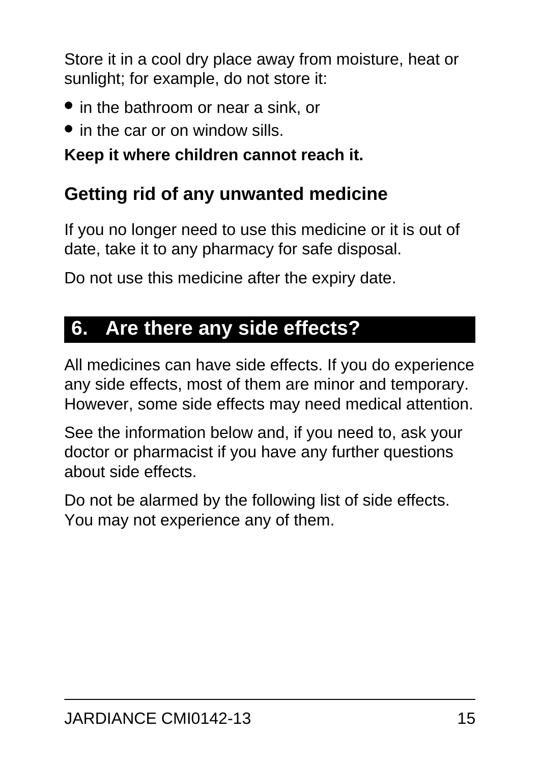Store it in a cool dry place away from moisture, heat or sunlight; for example, do not store it:

- in the bathroom or near a sink, or
- in the car or on window sills.

**Keep it where children cannot reach it.**

### Getting rid of any unwanted medicine

If you no longer need to use this medicine or it is out of date, take it to any pharmacy for safe disposal.

Do not use this medicine after the expiry date.

## 6. Are there any side effects?

All medicines can have side effects. If you do experience any side effects, most of them are minor and temporary. However, some side effects may need medical attention.

See the information below and, if you need to, ask your doctor or pharmacist if you have any further questions about side effects.

Do not be alarmed by the following list of side effects. You may not experience any of them.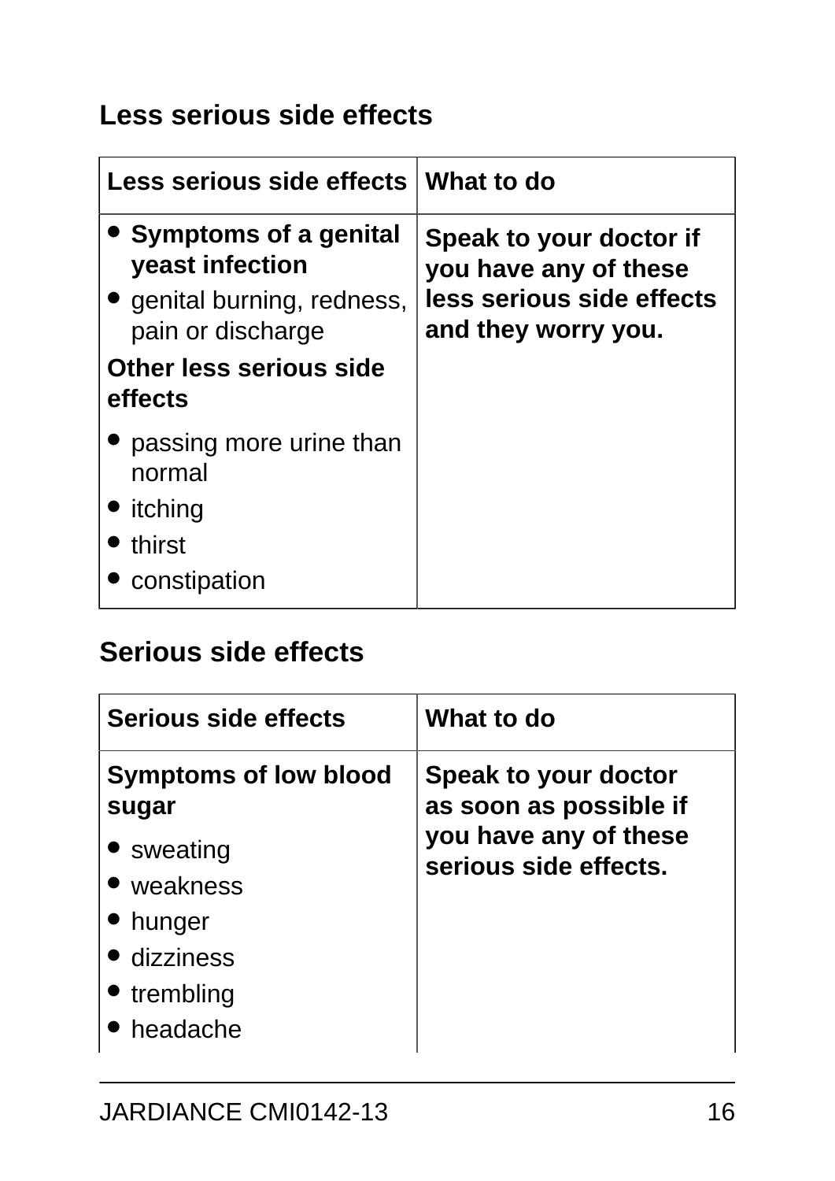### Less serious side effects

| Less serious side effects | What to do |
| --- | --- |
| • **Symptoms of a genital yeast infection**<br>• genital burning, redness, pain or discharge<br>**Other less serious side effects**<br>• passing more urine than normal<br>• itching<br>• thirst<br>• constipation | **Speak to your doctor if you have any of these less serious side effects and they worry you.** |

### Serious side effects

| Serious side effects | What to do |
| --- | --- |
| **Symptoms of low blood sugar**<br>• sweating<br>• weakness<br>• hunger<br>• dizziness<br>• trembling<br>• headache | **Speak to your doctor as soon as possible if you have any of these serious side effects.** |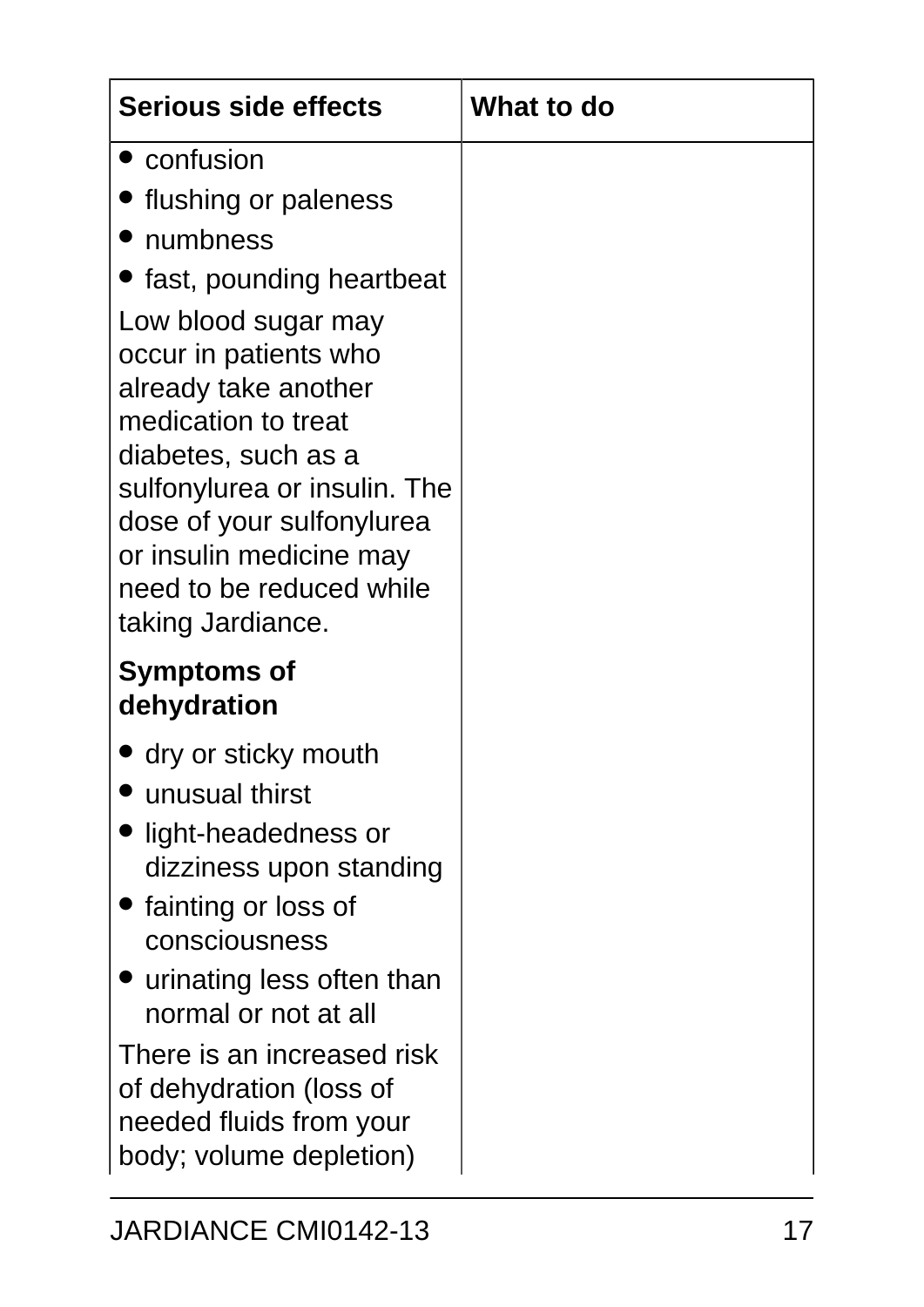| Serious side effects | What to do |
|---|---|
| • confusion<br>• flushing or paleness<br>• numbness<br>• fast, pounding heartbeat<br><br>Low blood sugar may occur in patients who already take another medication to treat diabetes, such as a sulfonylurea or insulin. The dose of your sulfonylurea or insulin medicine may need to be reduced while taking Jardiance.<br><br>**Symptoms of dehydration**<br><br>• dry or sticky mouth<br>• unusual thirst<br>• light-headedness or dizziness upon standing<br>• fainting or loss of consciousness<br>• urinating less often than normal or not at all<br><br>There is an increased risk of dehydration (loss of needed fluids from your body; volume depletion) | |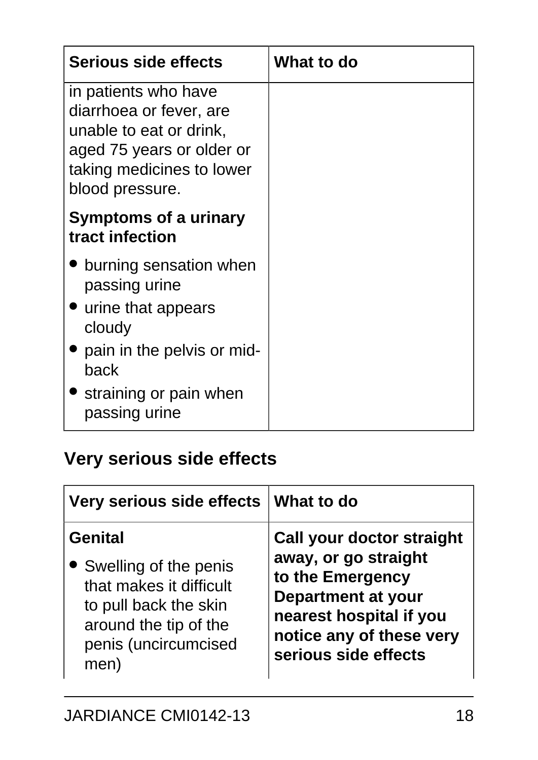| Serious side effects | What to do |
|---|---|
| in patients who have diarrhoea or fever, are unable to eat or drink, aged 75 years or older or taking medicines to lower blood pressure.<br><br>**Symptoms of a urinary tract infection**<br>• burning sensation when passing urine<br>• urine that appears cloudy<br>• pain in the pelvis or mid-back<br>• straining or pain when passing urine | |

## Very serious side effects

| Very serious side effects | What to do |
|---|---|
| **Genital**<br>• Swelling of the penis that makes it difficult to pull back the skin around the tip of the penis (uncircumcised men) | **Call your doctor straight away, or go straight to the Emergency Department at your nearest hospital if you notice any of these very serious side effects** |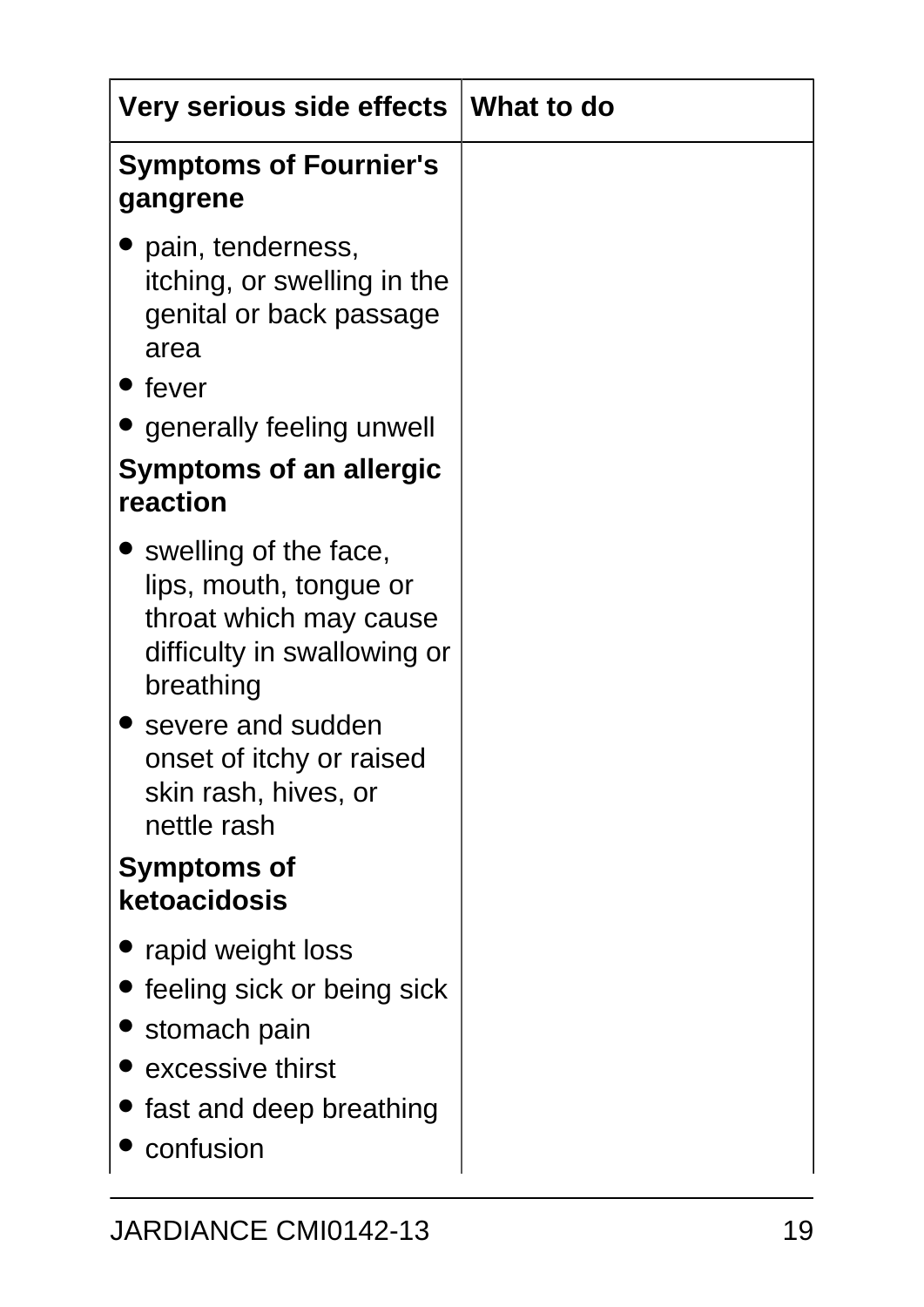| Very serious side effects | What to do |
|---|---|
| **Symptoms of Fournier's gangrene**<br>• pain, tenderness, itching, or swelling in the genital or back passage area<br>• fever<br>• generally feeling unwell<br>**Symptoms of an allergic reaction**<br>• swelling of the face, lips, mouth, tongue or throat which may cause difficulty in swallowing or breathing<br>• severe and sudden onset of itchy or raised skin rash, hives, or nettle rash<br>**Symptoms of ketoacidosis**<br>• rapid weight loss<br>• feeling sick or being sick<br>• stomach pain<br>• excessive thirst<br>• fast and deep breathing<br>• confusion | |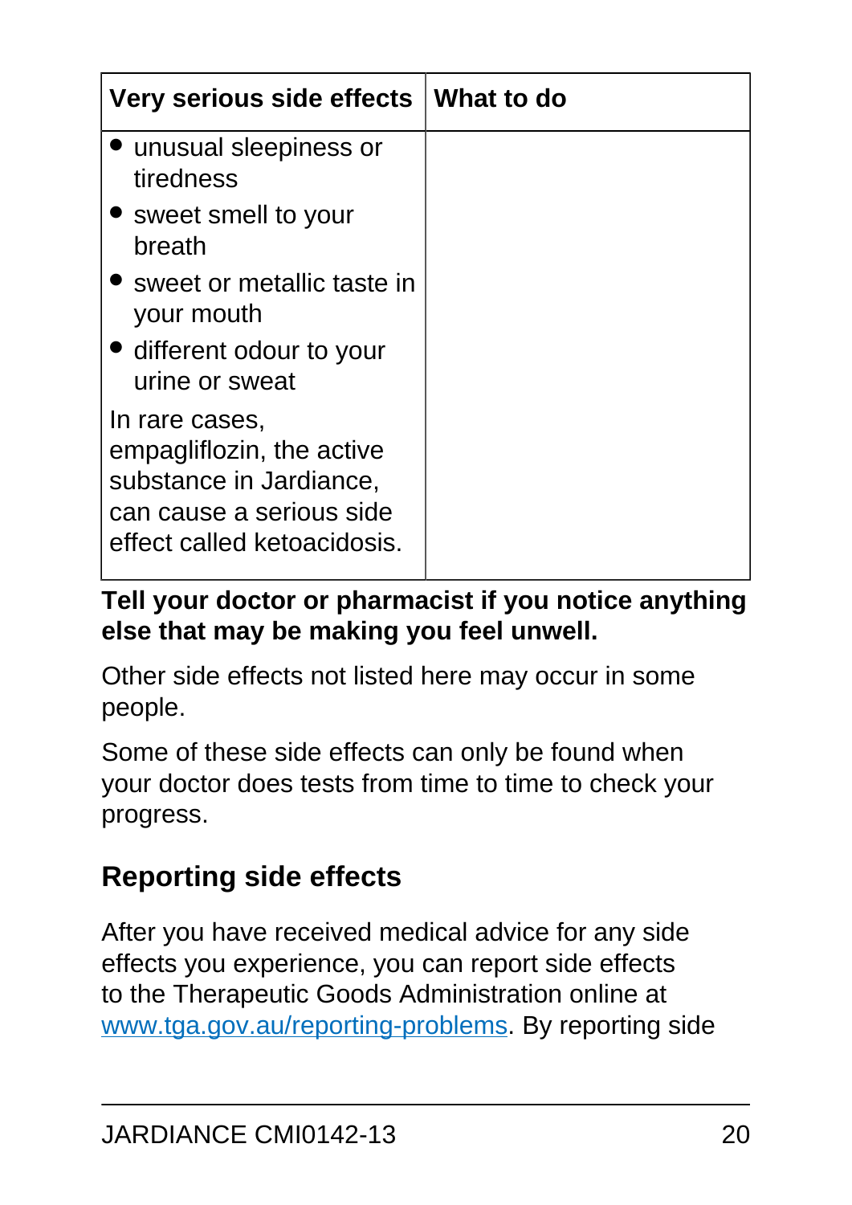| Very serious side effects | What to do |
|---|---|
| • unusual sleepiness or tiredness<br>• sweet smell to your breath<br>• sweet or metallic taste in your mouth<br>• different odour to your urine or sweat<br>In rare cases, empagliflozin, the active substance in Jardiance, can cause a serious side effect called ketoacidosis. | |

**Tell your doctor or pharmacist if you notice anything else that may be making you feel unwell.**

Other side effects not listed here may occur in some people.

Some of these side effects can only be found when your doctor does tests from time to time to check your progress.

## Reporting side effects

After you have received medical advice for any side effects you experience, you can report side effects to the Therapeutic Goods Administration online at [www.tga.gov.au/reporting-problems](http://www.tga.gov.au/reporting-problems). By reporting side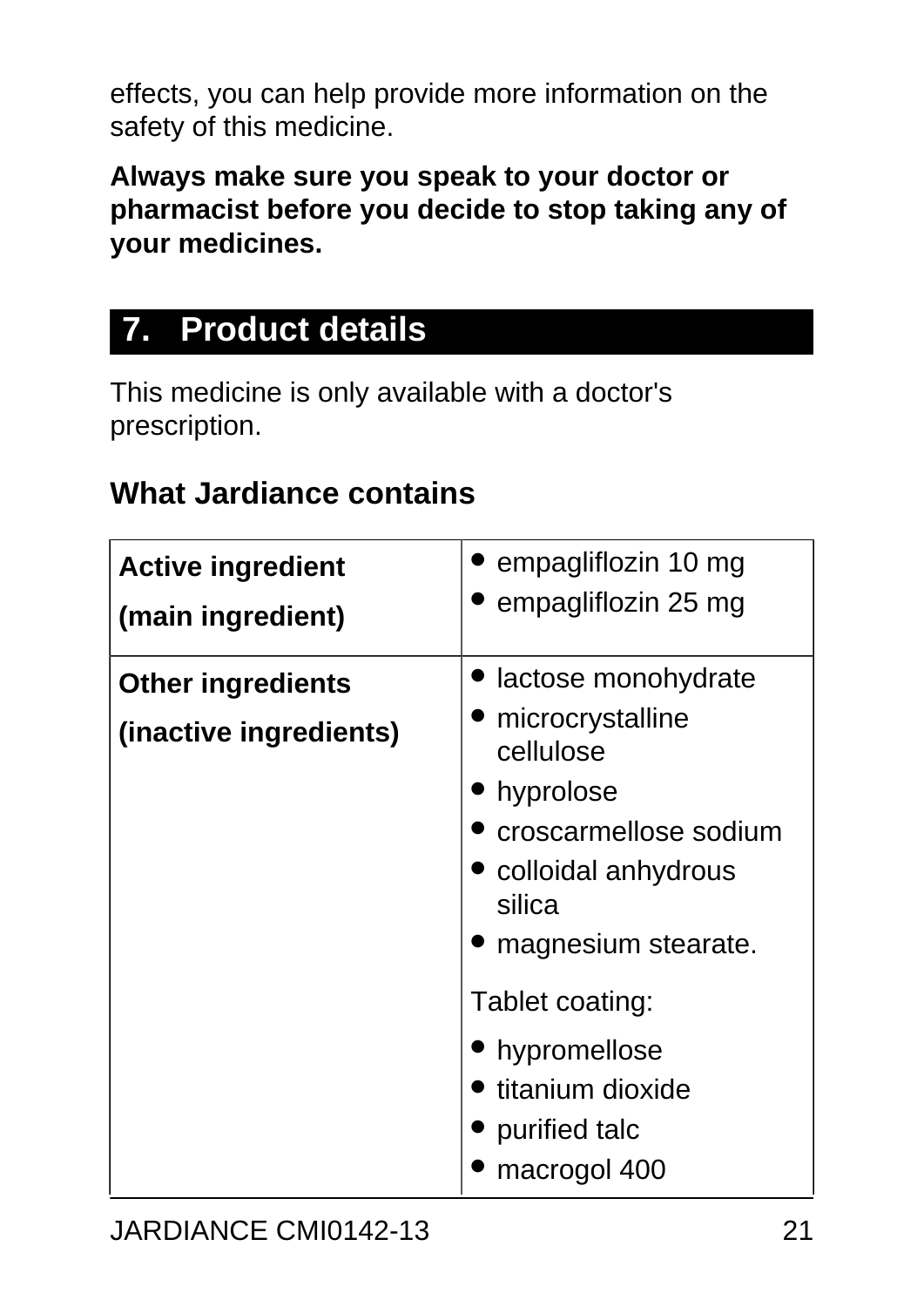effects, you can help provide more information on the safety of this medicine.

**Always make sure you speak to your doctor or pharmacist before you decide to stop taking any of your medicines.**

## 7. Product details

This medicine is only available with a doctor's prescription.

### What Jardiance contains

| | |
|---|---|
| **Active ingredient**<br>**(main ingredient)** | • empagliflozin 10 mg<br>• empagliflozin 25 mg |
| **Other ingredients**<br>**(inactive ingredients)** | • lactose monohydrate<br>• microcrystalline cellulose<br>• hyprolose<br>• croscarmellose sodium<br>• colloidal anhydrous silica<br>• magnesium stearate.<br><br>Tablet coating:<br>• hypromellose<br>• titanium dioxide<br>• purified talc<br>• macrogol 400 |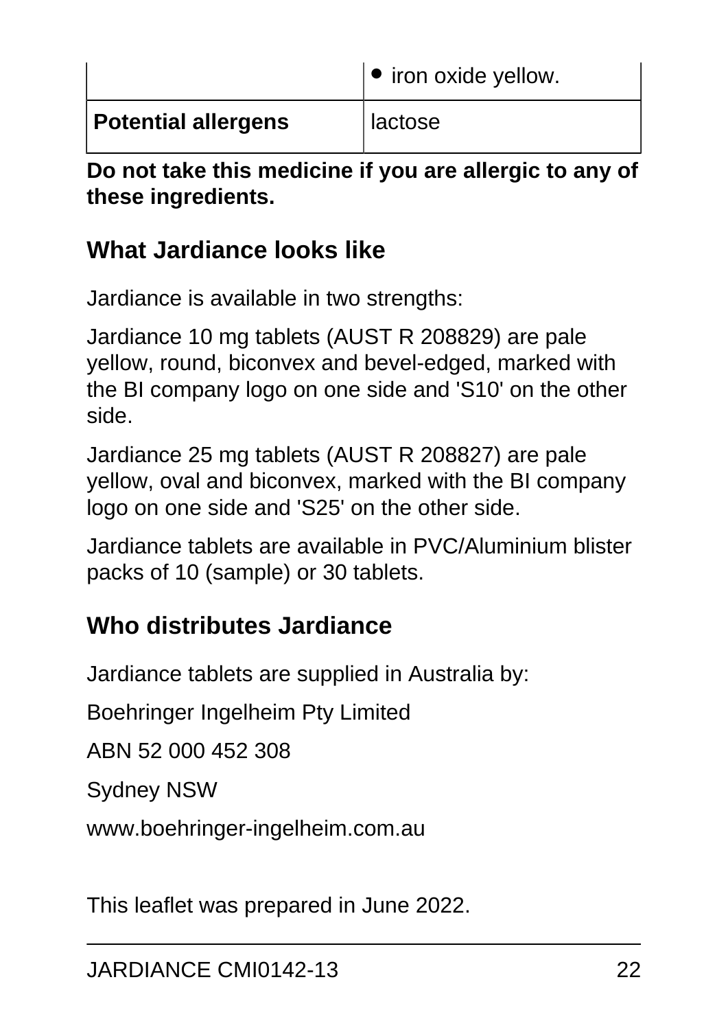|  |  |
| --- | --- |
|  | • iron oxide yellow. |
| **Potential allergens** | lactose |

**Do not take this medicine if you are allergic to any of these ingredients.**

## What Jardiance looks like

Jardiance is available in two strengths:

Jardiance 10 mg tablets (AUST R 208829) are pale yellow, round, biconvex and bevel-edged, marked with the BI company logo on one side and 'S10' on the other side.

Jardiance 25 mg tablets (AUST R 208827) are pale yellow, oval and biconvex, marked with the BI company logo on one side and 'S25' on the other side.

Jardiance tablets are available in PVC/Aluminium blister packs of 10 (sample) or 30 tablets.

## Who distributes Jardiance

Jardiance tablets are supplied in Australia by:

Boehringer Ingelheim Pty Limited

ABN 52 000 452 308

Sydney NSW

www.boehringer-ingelheim.com.au

This leaflet was prepared in June 2022.

JARDIANCE CMI0142-13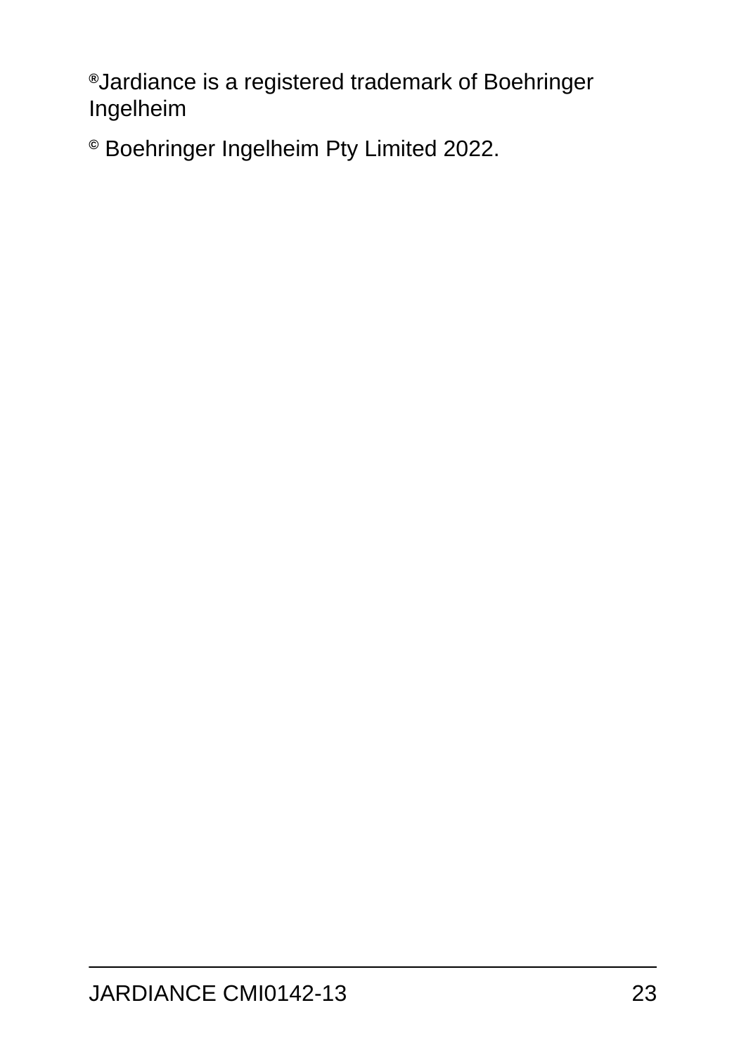®Jardiance is a registered trademark of Boehringer Ingelheim

© Boehringer Ingelheim Pty Limited 2022.